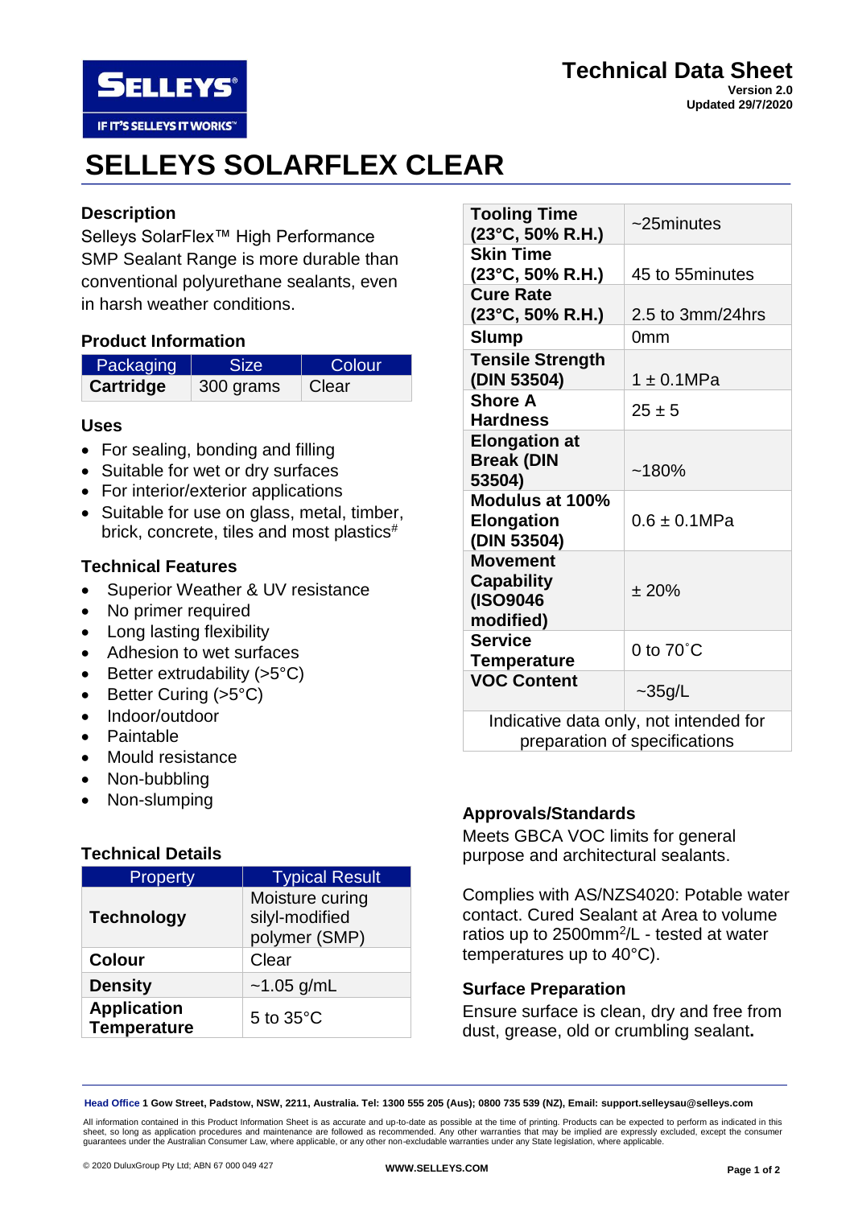Technical Data Sheet
Version 2.0
Updated 29/7/2020

# SELLEYS SOLARFLEX CLEAR

## Description

Selleys SolarFlex™ High Performance SMP Sealant Range is more durable than conventional polyurethane sealants, even in harsh weather conditions.

## Product Information

| Packaging | Size | Colour |
|---|---|---|
| **Cartridge** | 300 grams | Clear |

## Uses

- For sealing, bonding and filling
- Suitable for wet or dry surfaces
- For interior/exterior applications
- Suitable for use on glass, metal, timber, brick, concrete, tiles and most plastics#

## Technical Features

- Superior Weather & UV resistance
- No primer required
- Long lasting flexibility
- Adhesion to wet surfaces
- Better extrudability (>5°C)
- Better Curing (>5°C)
- Indoor/outdoor
- Paintable
- Mould resistance
- Non-bubbling
- Non-slumping

## Technical Details

| Property | Typical Result |
|---|---|
| **Technology** | Moisture curing silyl-modified polymer (SMP) |
| **Colour** | Clear |
| **Density** | ~1.05 g/mL |
| **Application Temperature** | 5 to 35°C |
| **Tooling Time (23°C, 50% R.H.)** | ~25minutes |
| **Skin Time (23°C, 50% R.H.)** | 45 to 55minutes |
| **Cure Rate (23°C, 50% R.H.)** | 2.5 to 3mm/24hrs |
| **Slump** | 0mm |
| **Tensile Strength (DIN 53504)** | 1 ± 0.1MPa |
| **Shore A Hardness** | 25 ± 5 |
| **Elongation at Break (DIN 53504)** | ~180% |
| **Modulus at 100% Elongation (DIN 53504)** | 0.6 ± 0.1MPa |
| **Movement Capability (ISO9046 modified)** | ± 20% |
| **Service Temperature** | 0 to 70˚C |
| **VOC Content** | ~35g/L |

Indicative data only, not intended for preparation of specifications

## Approvals/Standards

Meets GBCA VOC limits for general purpose and architectural sealants.

Complies with AS/NZS4020: Potable water contact. Cured Sealant at Area to volume ratios up to 2500mm$^2$/L - tested at water temperatures up to 40°C).

## Surface Preparation

Ensure surface is clean, dry and free from dust, grease, old or crumbling sealant**.**

**Head Office** 1 Gow Street, Padstow, NSW, 2211, Australia. Tel: 1300 555 205 (Aus); 0800 735 539 (NZ), Email: support.selleysau@selleys.com

All information contained in this Product Information Sheet is as accurate and up-to-date as possible at the time of printing. Products can be expected to perform as indicated in this sheet, so long as application procedures and maintenance are followed as recommended. Any other warranties that may be implied are expressly excluded, except the consumer guarantees under the Australian Consumer Law, where applicable, or any other non-excludable warranties under any State legislation, where applicable.

© 2020 DuluxGroup Pty Ltd; ABN 67 000 049 427

WWW.SELLEYS.COM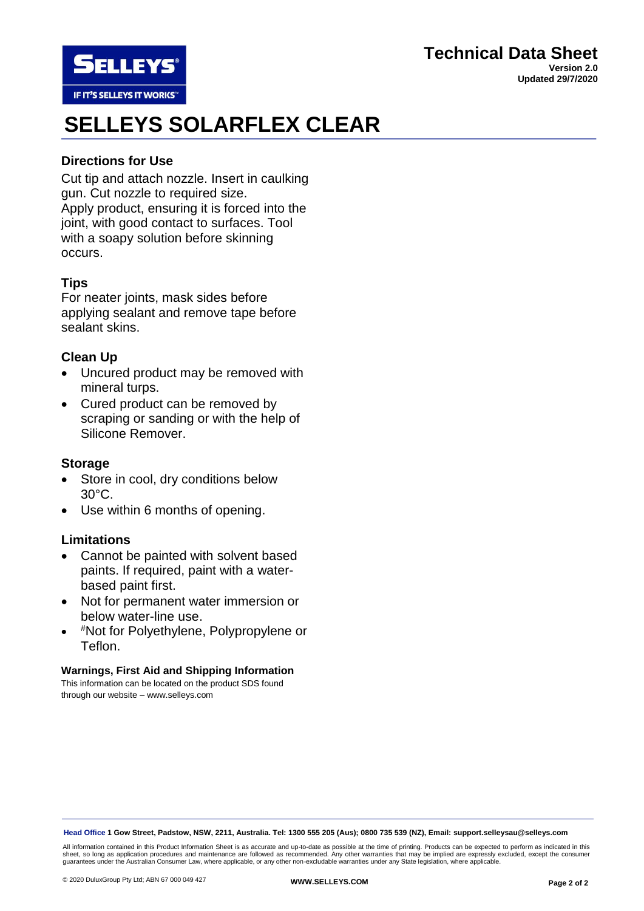# SELLEYS SOLARFLEX CLEAR

### Directions for Use

Cut tip and attach nozzle. Insert in caulking gun. Cut nozzle to required size.
Apply product, ensuring it is forced into the joint, with good contact to surfaces. Tool with a soapy solution before skinning occurs.

### Tips

For neater joints, mask sides before applying sealant and remove tape before sealant skins.

### Clean Up

- Uncured product may be removed with mineral turps.
- Cured product can be removed by scraping or sanding or with the help of Silicone Remover.

### Storage

- Store in cool, dry conditions below 30°C.
- Use within 6 months of opening.

### Limitations

- Cannot be painted with solvent based paints. If required, paint with a water-based paint first.
- Not for permanent water immersion or below water-line use.
- #Not for Polyethylene, Polypropylene or Teflon.

#### Warnings, First Aid and Shipping Information

This information can be located on the product SDS found through our website – www.selleys.com

**Head Office 1 Gow Street, Padstow, NSW, 2211, Australia. Tel: 1300 555 205 (Aus); 0800 735 539 (NZ), Email: support.selleysau@selleys.com**

All information contained in this Product Information Sheet is as accurate and up-to-date as possible at the time of printing. Products can be expected to perform as indicated in this sheet, so long as application procedures and maintenance are followed as recommended. Any other warranties that may be implied are expressly excluded, except the consumer guarantees under the Australian Consumer Law, where applicable, or any other non-excludable warranties under any State legislation, where applicable.

© 2020 DuluxGroup Pty Ltd; ABN 67 000 049 427

**WWW.SELLEYS.COM**